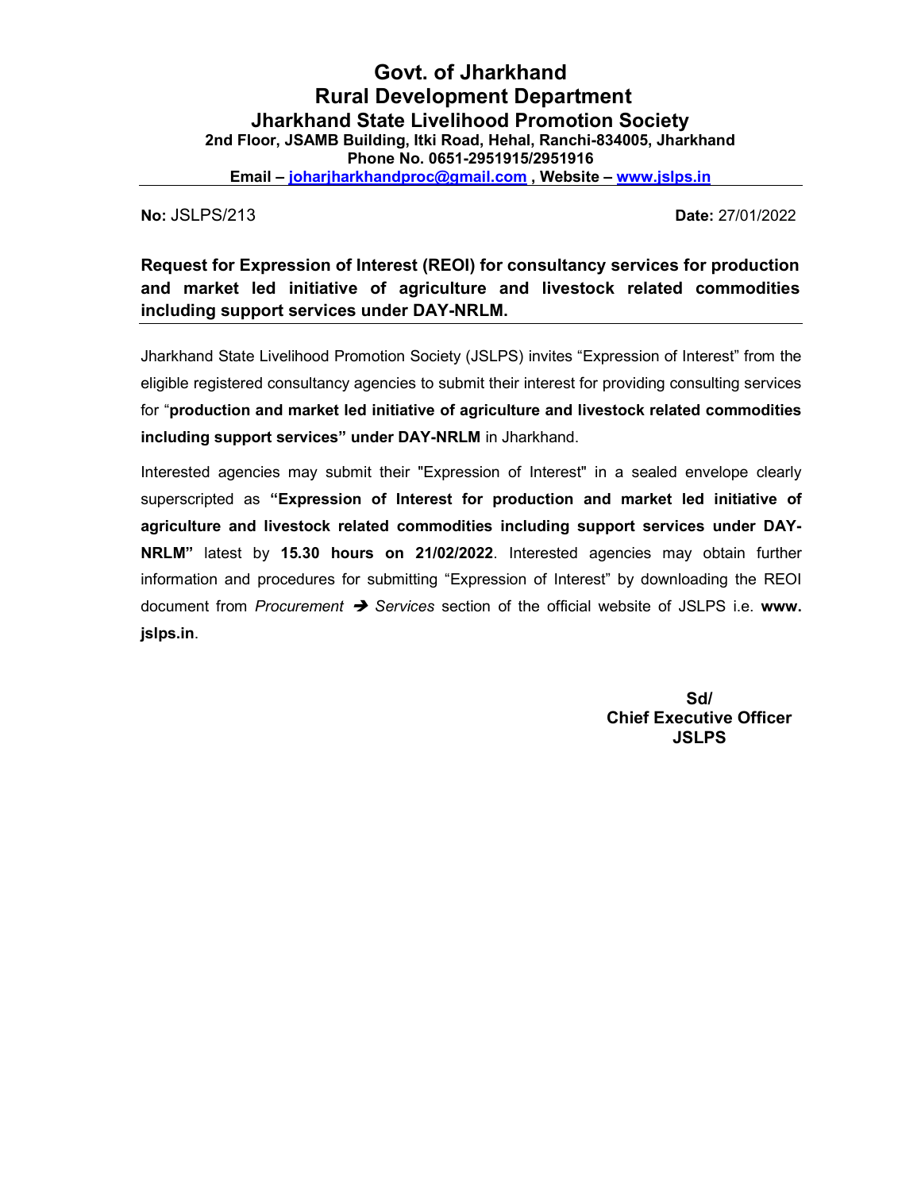# Govt. of Jharkhand
## Rural Development Department
### Jharkhand State Livelihood Promotion Society

**2nd Floor, JSAMB Building, Itki Road, Hehal, Ranchi-834005, Jharkhand**
**Phone No. 0651-2951915/2951916**
**Email – johariharkhandproc@gmail.com , Website – www.jslps.in**

---

**No:** JSLPS/213 **Date:** 27/01/2022

**Request for Expression of Interest (REOI) for consultancy services for production and market led initiative of agriculture and livestock related commodities including support services under DAY-NRLM.**

---

Jharkhand State Livelihood Promotion Society (JSLPS) invites "Expression of Interest" from the eligible registered consultancy agencies to submit their interest for providing consulting services for "**production and market led initiative of agriculture and livestock related commodities including support services" under DAY-NRLM** in Jharkhand.

Interested agencies may submit their "Expression of Interest" in a sealed envelope clearly superscripted as **"Expression of Interest for production and market led initiative of agriculture and livestock related commodities including support services under DAY-NRLM"** latest by **15.30 hours on 21/02/2022**. Interested agencies may obtain further information and procedures for submitting "Expression of Interest" by downloading the REOI document from *Procurement* ➔ *Services* section of the official website of JSLPS i.e. **www. jslps.in**.

**Sd/**
**Chief Executive Officer**
**JSLPS**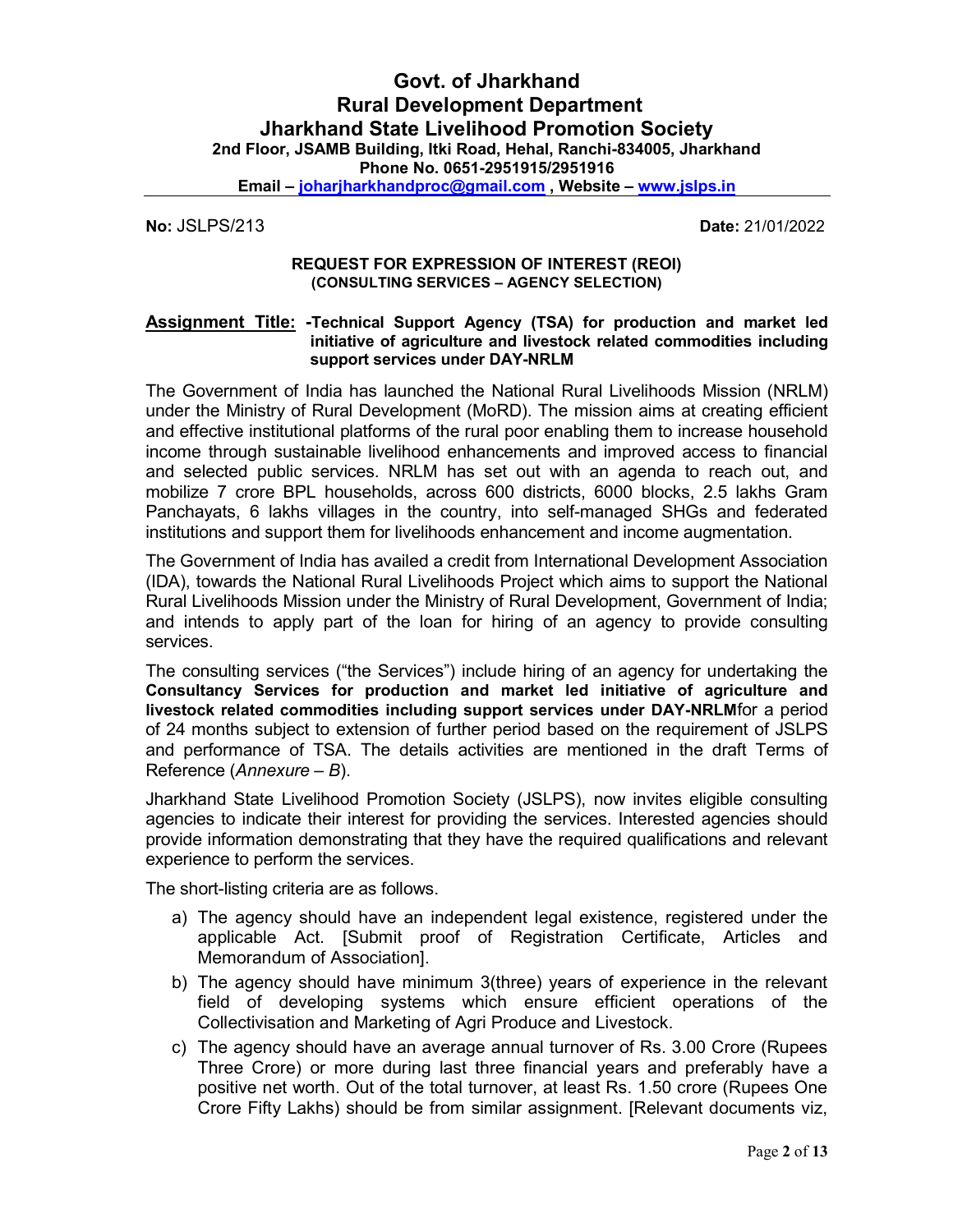# Govt. of Jharkhand
# Rural Development Department
# Jharkhand State Livelihood Promotion Society

**2nd Floor, JSAMB Building, Itki Road, Hehal, Ranchi-834005, Jharkhand**
**Phone No. 0651-2951915/2951916**
**Email – johar­jharkhandproc@gmail.com , Website – www.jslps.in**

**No:** JSLPS/213 **Date:** 21/01/2022

**REQUEST FOR EXPRESSION OF INTEREST (REOI)**
**(CONSULTING SERVICES – AGENCY SELECTION)**

**Assignment Title: -Technical Support Agency (TSA) for production and market led initiative of agriculture and livestock related commodities including support services under DAY-NRLM**

The Government of India has launched the National Rural Livelihoods Mission (NRLM) under the Ministry of Rural Development (MoRD). The mission aims at creating efficient and effective institutional platforms of the rural poor enabling them to increase household income through sustainable livelihood enhancements and improved access to financial and selected public services. NRLM has set out with an agenda to reach out, and mobilize 7 crore BPL households, across 600 districts, 6000 blocks, 2.5 lakhs Gram Panchayats, 6 lakhs villages in the country, into self-managed SHGs and federated institutions and support them for livelihoods enhancement and income augmentation.

The Government of India has availed a credit from International Development Association (IDA), towards the National Rural Livelihoods Project which aims to support the National Rural Livelihoods Mission under the Ministry of Rural Development, Government of India; and intends to apply part of the loan for hiring of an agency to provide consulting services.

The consulting services ("the Services") include hiring of an agency for undertaking the **Consultancy Services for production and market led initiative of agriculture and livestock related commodities including support services under DAY-NRLM**for a period of 24 months subject to extension of further period based on the requirement of JSLPS and performance of TSA. The details activities are mentioned in the draft Terms of Reference (*Annexure – B*).

Jharkhand State Livelihood Promotion Society (JSLPS), now invites eligible consulting agencies to indicate their interest for providing the services. Interested agencies should provide information demonstrating that they have the required qualifications and relevant experience to perform the services.

The short-listing criteria are as follows.

a) The agency should have an independent legal existence, registered under the applicable Act. [Submit proof of Registration Certificate, Articles and Memorandum of Association].
b) The agency should have minimum 3(three) years of experience in the relevant field of developing systems which ensure efficient operations of the Collectivisation and Marketing of Agri Produce and Livestock.
c) The agency should have an average annual turnover of Rs. 3.00 Crore (Rupees Three Crore) or more during last three financial years and preferably have a positive net worth. Out of the total turnover, at least Rs. 1.50 crore (Rupees One Crore Fifty Lakhs) should be from similar assignment. [Relevant documents viz,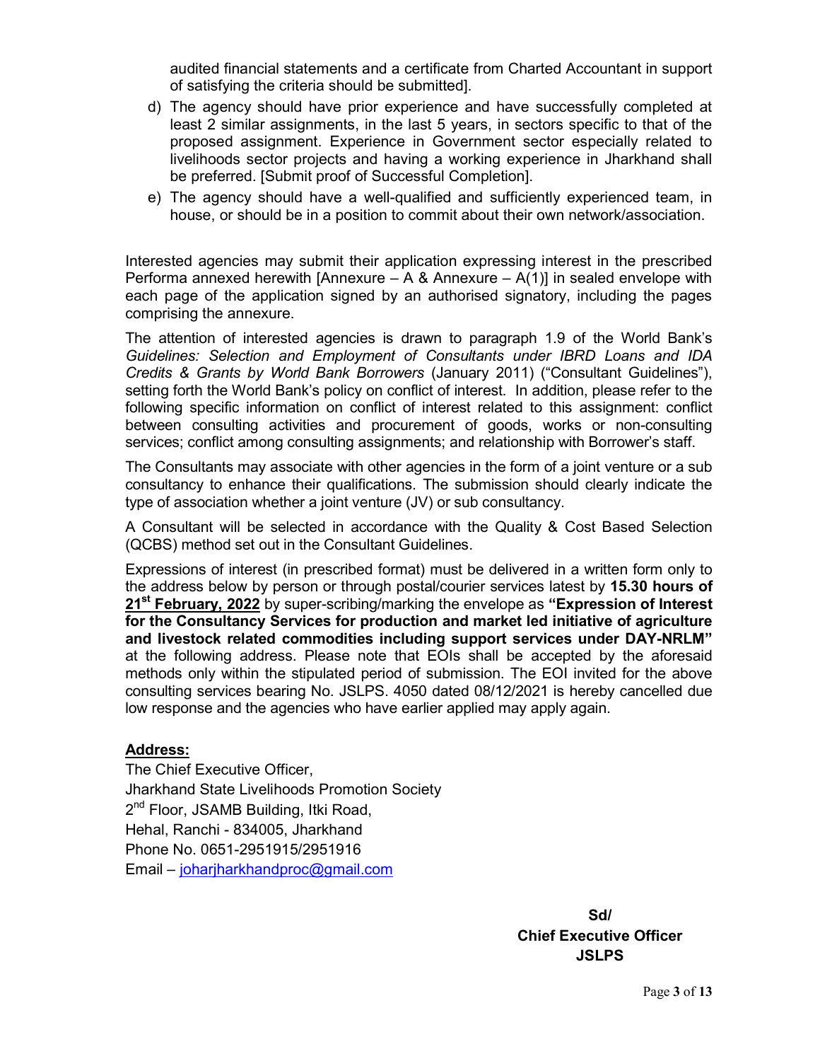audited financial statements and a certificate from Charted Accountant in support of satisfying the criteria should be submitted].

d) The agency should have prior experience and have successfully completed at least 2 similar assignments, in the last 5 years, in sectors specific to that of the proposed assignment. Experience in Government sector especially related to livelihoods sector projects and having a working experience in Jharkhand shall be preferred. [Submit proof of Successful Completion].

e) The agency should have a well-qualified and sufficiently experienced team, in house, or should be in a position to commit about their own network/association.

Interested agencies may submit their application expressing interest in the prescribed Performa annexed herewith [Annexure – A & Annexure – A(1)] in sealed envelope with each page of the application signed by an authorised signatory, including the pages comprising the annexure.

The attention of interested agencies is drawn to paragraph 1.9 of the World Bank's *Guidelines: Selection and Employment of Consultants under IBRD Loans and IDA Credits & Grants by World Bank Borrowers* (January 2011) ("Consultant Guidelines"), setting forth the World Bank's policy on conflict of interest. In addition, please refer to the following specific information on conflict of interest related to this assignment: conflict between consulting activities and procurement of goods, works or non-consulting services; conflict among consulting assignments; and relationship with Borrower's staff.

The Consultants may associate with other agencies in the form of a joint venture or a sub consultancy to enhance their qualifications. The submission should clearly indicate the type of association whether a joint venture (JV) or sub consultancy.

A Consultant will be selected in accordance with the Quality & Cost Based Selection (QCBS) method set out in the Consultant Guidelines.

Expressions of interest (in prescribed format) must be delivered in a written form only to the address below by person or through postal/courier services latest by **15.30 hours of 21st February, 2022** by super-scribing/marking the envelope as **"Expression of Interest for the Consultancy Services for production and market led initiative of agriculture and livestock related commodities including support services under DAY-NRLM"** at the following address. Please note that EOIs shall be accepted by the aforesaid methods only within the stipulated period of submission. The EOI invited for the above consulting services bearing No. JSLPS. 4050 dated 08/12/2021 is hereby cancelled due low response and the agencies who have earlier applied may apply again.

**Address:**

The Chief Executive Officer,
Jharkhand State Livelihoods Promotion Society
2nd Floor, JSAMB Building, Itki Road,
Hehal, Ranchi - 834005, Jharkhand
Phone No. 0651-2951915/2951916
Email – joharjharkhandproc@gmail.com

**Sd/**
**Chief Executive Officer**
**JSLPS**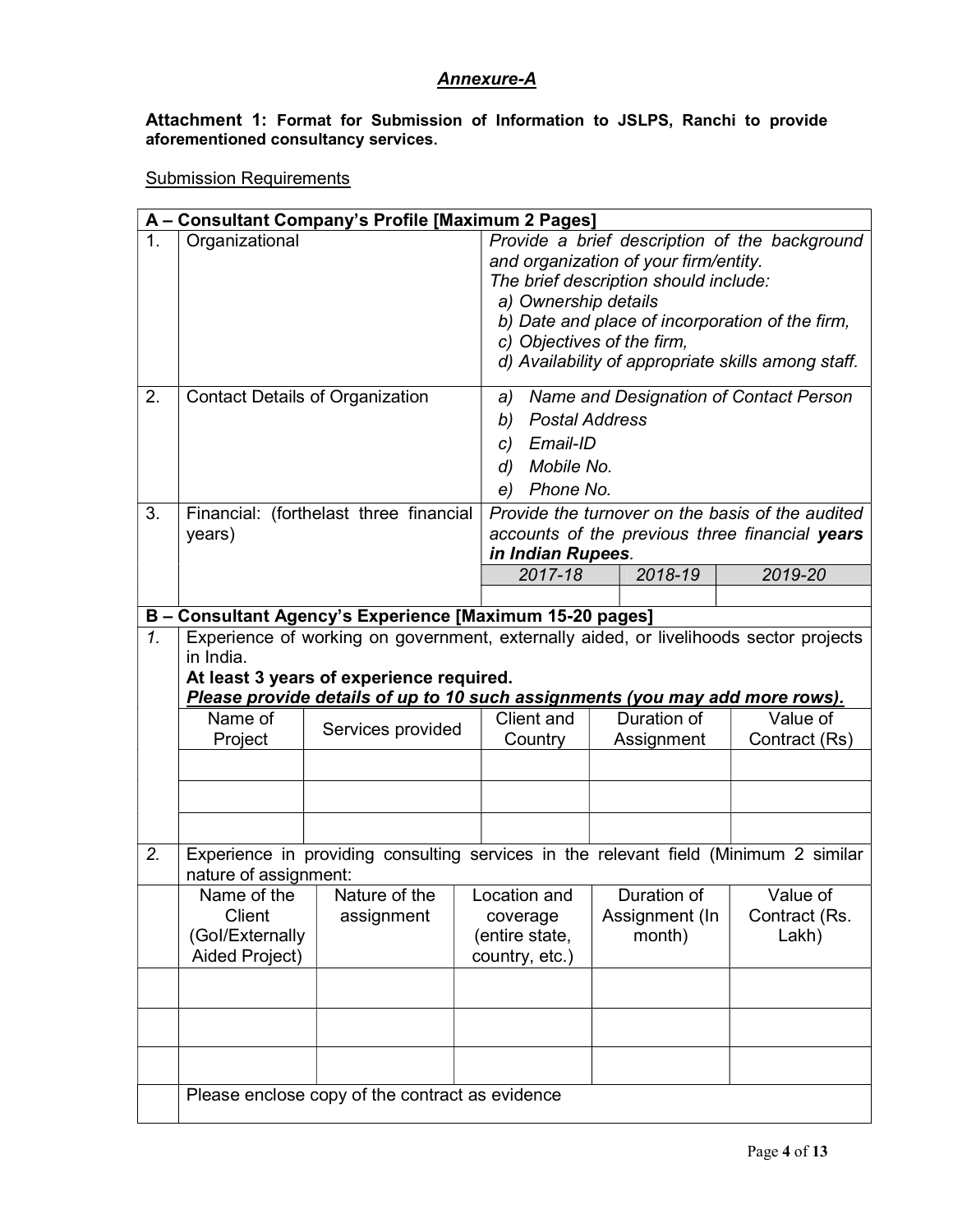## *Annexure-A*

**Attachment 1: Format for Submission of Information to JSLPS, Ranchi to provide aforementioned consultancy services.**

Submission Requirements

| **A – Consultant Company's Profile [Maximum 2 Pages]** | | | | | |
|---|---|---|---|---|---|
| 1. | Organizational | *Provide a brief description of the background and organization of your firm/entity.*<br>*The brief description should include:*<br>*a) Ownership details*<br>*b) Date and place of incorporation of the firm,*<br>*c) Objectives of the firm,*<br>*d) Availability of appropriate skills among staff.* | | | |
| 2. | Contact Details of Organization | *a) Name and Designation of Contact Person*<br>*b) Postal Address*<br>*c) Email-ID*<br>*d) Mobile No.*<br>*e) Phone No.* | | | |
| 3. | Financial: (forthelast three financial years) | *Provide the turnover on the basis of the audited accounts of the previous three financial **years in Indian Rupees**.* | | | |
| | | *2017-18* | *2018-19* | *2019-20* | |
| | | | | | |

| **B – Consultant Agency's Experience [Maximum 15-20 pages]** | | | | | |
|---|---|---|---|---|---|
| *1.* | Experience of working on government, externally aided, or livelihoods sector projects in India.<br>**At least 3 years of experience required.**<br>***Please provide details of up to 10 such assignments (you may add more rows).*** | | | | |
| | Name of Project | Services provided | Client and Country | Duration of Assignment | Value of Contract (Rs) |
| | | | | | |
| | | | | | |
| | | | | | |
| *2.* | Experience in providing consulting services in the relevant field (Minimum 2 similar nature of assignment: | | | | |
| | Name of the Client (GoI/Externally Aided Project) | Nature of the assignment | Location and coverage (entire state, country, etc.) | Duration of Assignment (In month) | Value of Contract (Rs. Lakh) |
| | | | | | |
| | | | | | |
| | | | | | |
| | Please enclose copy of the contract as evidence | | | | |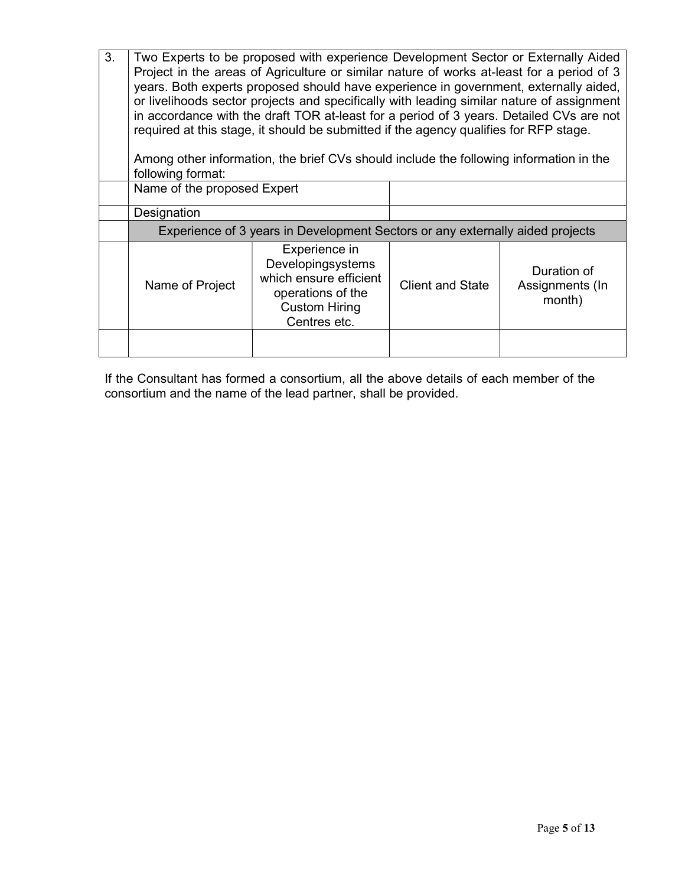| 3. | Two Experts to be proposed with experience Development Sector or Externally Aided Project in the areas of Agriculture or similar nature of works at-least for a period of 3 years. Both experts proposed should have experience in government, externally aided, or livelihoods sector projects and specifically with leading similar nature of assignment in accordance with the draft TOR at-least for a period of 3 years. Detailed CVs are not required at this stage, it should be submitted if the agency qualifies for RFP stage.<br><br>Among other information, the brief CVs should include the following information in the following format: | | | |
|---|---|---|---|---|
| | Name of the proposed Expert | | | |
| | Designation | | | |
| | Experience of 3 years in Development Sectors or any externally aided projects | | | |
| | Name of Project | Experience in Developingsystems which ensure efficient operations of the Custom Hiring Centres etc. | Client and State | Duration of Assignments (In month) |
| | | | | |

If the Consultant has formed a consortium, all the above details of each member of the consortium and the name of the lead partner, shall be provided.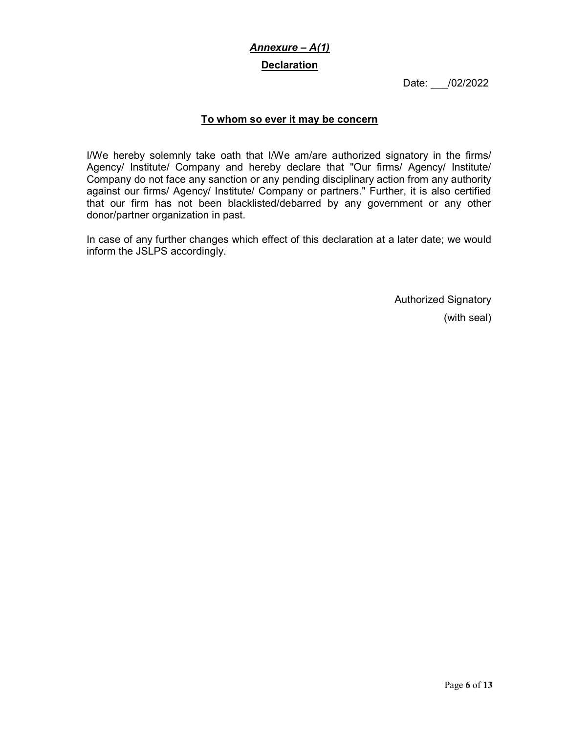***Annexure – A(1)***

**Declaration**

Date: \_\_\_/02/2022

**To whom so ever it may be concern**

I/We hereby solemnly take oath that I/We am/are authorized signatory in the firms/ Agency/ Institute/ Company and hereby declare that "Our firms/ Agency/ Institute/ Company do not face any sanction or any pending disciplinary action from any authority against our firms/ Agency/ Institute/ Company or partners." Further, it is also certified that our firm has not been blacklisted/debarred by any government or any other donor/partner organization in past.

In case of any further changes which effect of this declaration at a later date; we would inform the JSLPS accordingly.

Authorized Signatory

(with seal)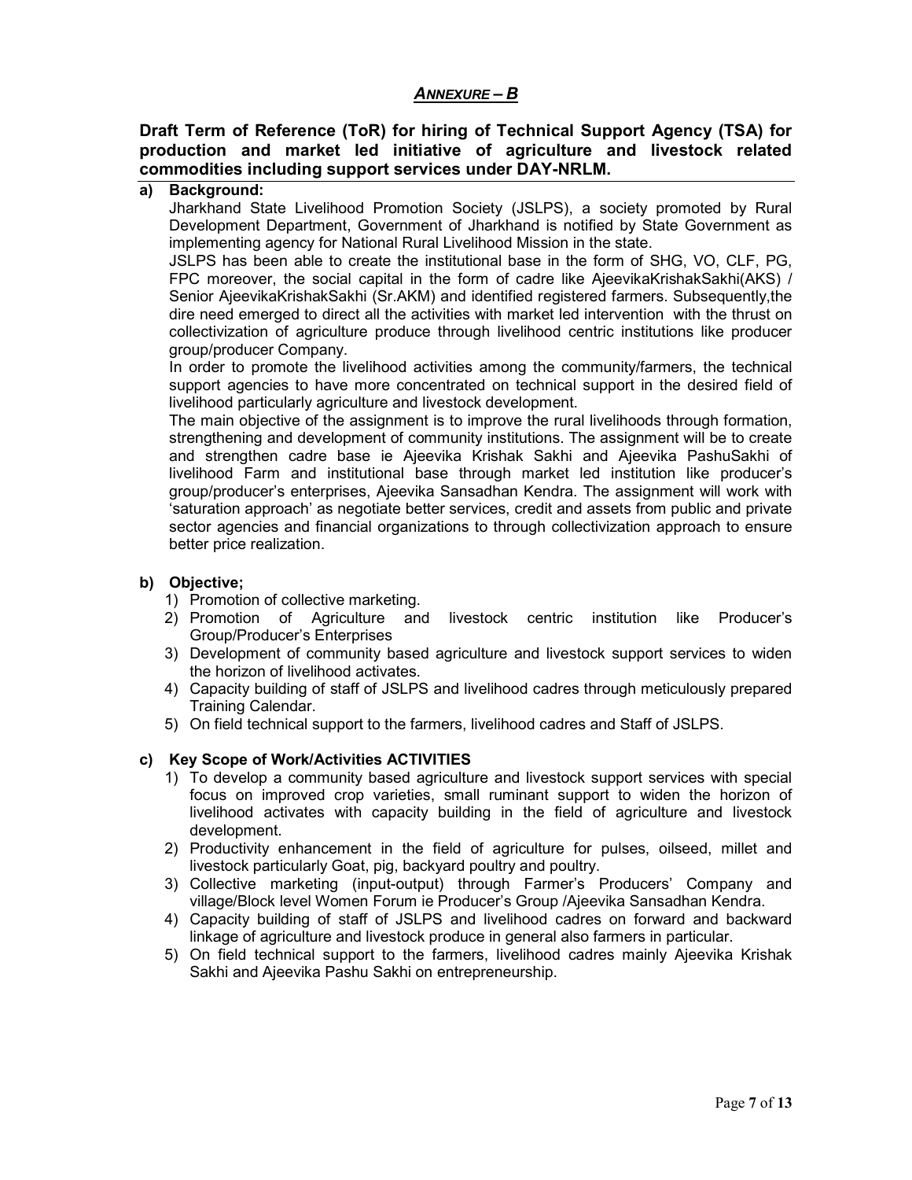# ***ANNEXURE – B***

**Draft Term of Reference (ToR) for hiring of Technical Support Agency (TSA) for production and market led initiative of agriculture and livestock related commodities including support services under DAY-NRLM.**

**a) Background:**

Jharkhand State Livelihood Promotion Society (JSLPS), a society promoted by Rural Development Department, Government of Jharkhand is notified by State Government as implementing agency for National Rural Livelihood Mission in the state.

JSLPS has been able to create the institutional base in the form of SHG, VO, CLF, PG, FPC moreover, the social capital in the form of cadre like AjeevikaKrishakSakhi(AKS) / Senior AjeevikaKrishakSakhi (Sr.AKM) and identified registered farmers. Subsequently,the dire need emerged to direct all the activities with market led intervention with the thrust on collectivization of agriculture produce through livelihood centric institutions like producer group/producer Company.

In order to promote the livelihood activities among the community/farmers, the technical support agencies to have more concentrated on technical support in the desired field of livelihood particularly agriculture and livestock development.

The main objective of the assignment is to improve the rural livelihoods through formation, strengthening and development of community institutions. The assignment will be to create and strengthen cadre base ie Ajeevika Krishak Sakhi and Ajeevika PashuSakhi of livelihood Farm and institutional base through market led institution like producer's group/producer's enterprises, Ajeevika Sansadhan Kendra. The assignment will work with 'saturation approach' as negotiate better services, credit and assets from public and private sector agencies and financial organizations to through collectivization approach to ensure better price realization.

**b) Objective;**

1) Promotion of collective marketing.
2) Promotion of Agriculture and livestock centric institution like Producer's Group/Producer's Enterprises
3) Development of community based agriculture and livestock support services to widen the horizon of livelihood activates.
4) Capacity building of staff of JSLPS and livelihood cadres through meticulously prepared Training Calendar.
5) On field technical support to the farmers, livelihood cadres and Staff of JSLPS.

**c) Key Scope of Work/Activities ACTIVITIES**

1) To develop a community based agriculture and livestock support services with special focus on improved crop varieties, small ruminant support to widen the horizon of livelihood activates with capacity building in the field of agriculture and livestock development.
2) Productivity enhancement in the field of agriculture for pulses, oilseed, millet and livestock particularly Goat, pig, backyard poultry and poultry.
3) Collective marketing (input-output) through Farmer's Producers' Company and village/Block level Women Forum ie Producer's Group /Ajeevika Sansadhan Kendra.
4) Capacity building of staff of JSLPS and livelihood cadres on forward and backward linkage of agriculture and livestock produce in general also farmers in particular.
5) On field technical support to the farmers, livelihood cadres mainly Ajeevika Krishak Sakhi and Ajeevika Pashu Sakhi on entrepreneurship.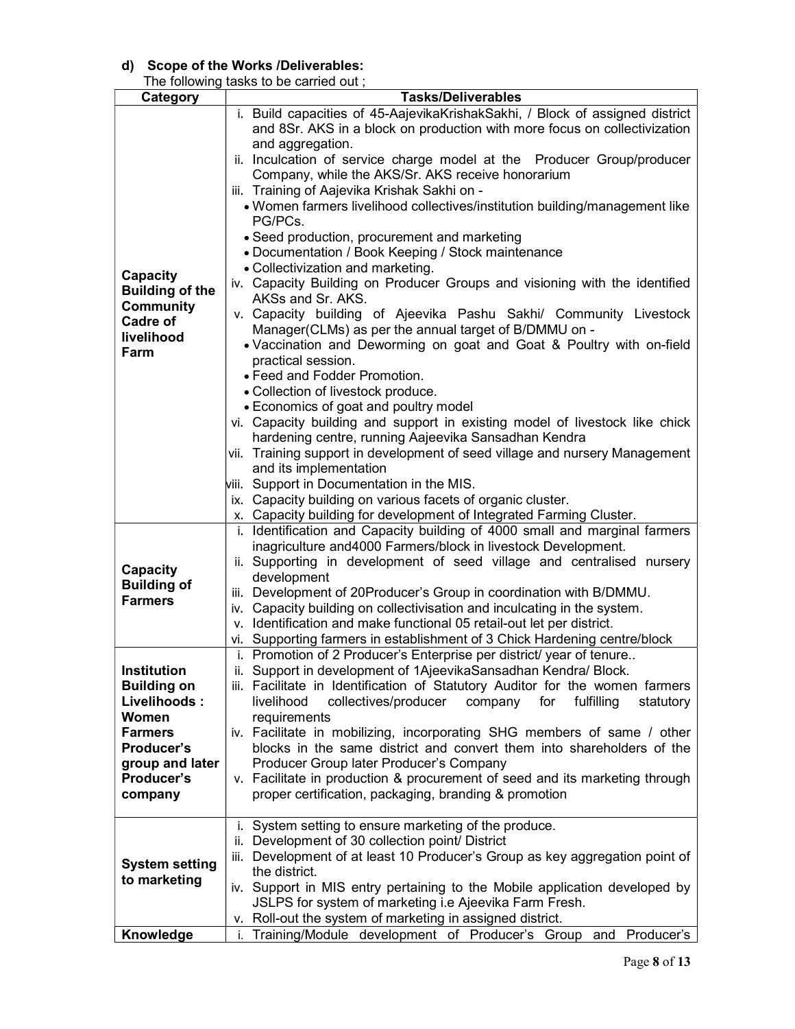#### d) Scope of the Works /Deliverables:

The following tasks to be carried out ;

| Category | Tasks/Deliverables |
|---|---|
| **Capacity Building of the Community Cadre of livelihood Farm** | i. Build capacities of 45-AajevikaKrishakSakhi, / Block of assigned district and 8Sr. AKS in a block on production with more focus on collectivization and aggregation.<br>ii. Inculcation of service charge model at the Producer Group/producer Company, while the AKS/Sr. AKS receive honorarium<br>iii. Training of Aajevika Krishak Sakhi on -<br>• Women farmers livelihood collectives/institution building/management like PG/PCs.<br>• Seed production, procurement and marketing<br>• Documentation / Book Keeping / Stock maintenance<br>• Collectivization and marketing.<br>iv. Capacity Building on Producer Groups and visioning with the identified AKSs and Sr. AKS.<br>v. Capacity building of Ajeevika Pashu Sakhi/ Community Livestock Manager(CLMs) as per the annual target of B/DMMU on -<br>• Vaccination and Deworming on goat and Goat & Poultry with on-field practical session.<br>• Feed and Fodder Promotion.<br>• Collection of livestock produce.<br>• Economics of goat and poultry model<br>vi. Capacity building and support in existing model of livestock like chick hardening centre, running Aajeevika Sansadhan Kendra<br>vii. Training support in development of seed village and nursery Management and its implementation<br>viii. Support in Documentation in the MIS.<br>ix. Capacity building on various facets of organic cluster.<br>x. Capacity building for development of Integrated Farming Cluster. |
| **Capacity Building of Farmers** | i. Identification and Capacity building of 4000 small and marginal farmers inagriculture and4000 Farmers/block in livestock Development.<br>ii. Supporting in development of seed village and centralised nursery development<br>iii. Development of 20Producer's Group in coordination with B/DMMU.<br>iv. Capacity building on collectivisation and inculcating in the system.<br>v. Identification and make functional 05 retail-out let per district.<br>vi. Supporting farmers in establishment of 3 Chick Hardening centre/block |
| **Institution Building on Livelihoods : Women Farmers Producer's group and later Producer's company** | i. Promotion of 2 Producer's Enterprise per district/ year of tenure..<br>ii. Support in development of 1AjeevikaSansadhan Kendra/ Block.<br>iii. Facilitate in Identification of Statutory Auditor for the women farmers livelihood collectives/producer company for fulfilling statutory requirements<br>iv. Facilitate in mobilizing, incorporating SHG members of same / other blocks in the same district and convert them into shareholders of the Producer Group later Producer's Company<br>v. Facilitate in production & procurement of seed and its marketing through proper certification, packaging, branding & promotion |
| **System setting to marketing** | i. System setting to ensure marketing of the produce.<br>ii. Development of 30 collection point/ District<br>iii. Development of at least 10 Producer's Group as key aggregation point of the district.<br>iv. Support in MIS entry pertaining to the Mobile application developed by JSLPS for system of marketing i.e Ajeevika Farm Fresh.<br>v. Roll-out the system of marketing in assigned district. |
| **Knowledge** | i. Training/Module development of Producer's Group and Producer's |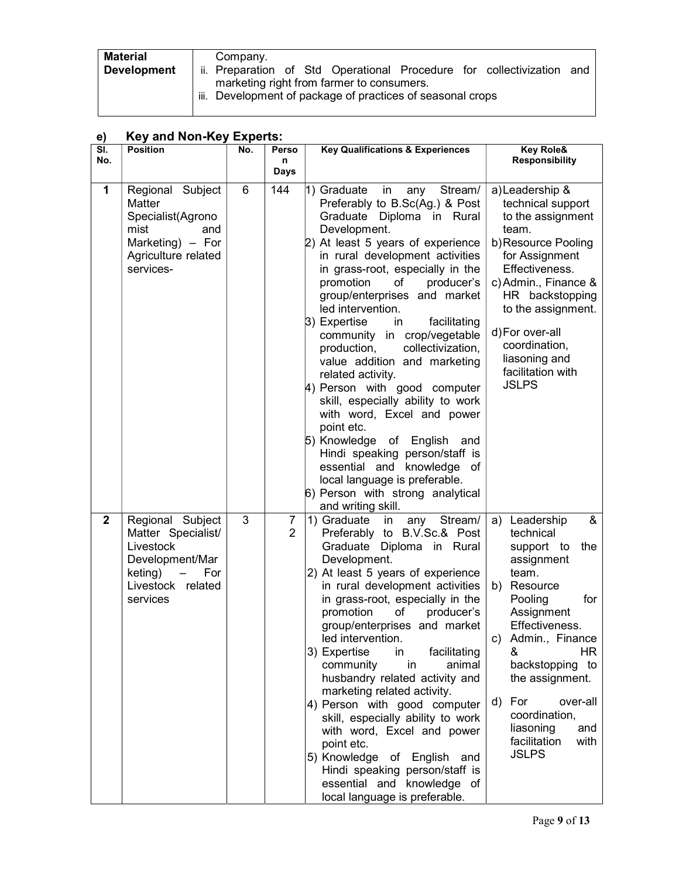| Material Development | Company.<br>ii. Preparation of Std Operational Procedure for collectivization and marketing right from farmer to consumers.<br>iii. Development of package of practices of seasonal crops |
|---|---|

## e) Key and Non-Key Experts:

| Sl. No. | Position | No. | Person Days | Key Qualifications & Experiences | Key Role& Responsibility |
|---|---|---|---|---|---|
| 1 | Regional Subject Matter Specialist(Agronomist and Marketing) – For Agriculture related services- | 6 | 144 | 1) Graduate in any Stream/ Preferably to B.Sc(Ag.) & Post Graduate Diploma in Rural Development.<br>2) At least 5 years of experience in rural development activities in grass-root, especially in the promotion of producer's group/enterprises and market led intervention.<br>3) Expertise in facilitating community in crop/vegetable production, collectivization, value addition and marketing related activity.<br>4) Person with good computer skill, especially ability to work with word, Excel and power point etc.<br>5) Knowledge of English and Hindi speaking person/staff is essential and knowledge of local language is preferable.<br>6) Person with strong analytical and writing skill. | a) Leadership & technical support to the assignment team.<br>b) Resource Pooling for Assignment Effectiveness.<br>c) Admin., Finance & HR backstopping to the assignment.<br>d) For over-all coordination, liasoning and facilitation with JSLPS |
| 2 | Regional Subject Matter Specialist/ Livestock Development/Marketing) – For Livestock related services | 3 | 72 | 1) Graduate in any Stream/ Preferably to B.V.Sc.& Post Graduate Diploma in Rural Development.<br>2) At least 5 years of experience in rural development activities in grass-root, especially in the promotion of producer's group/enterprises and market led intervention.<br>3) Expertise in facilitating community in animal husbandry related activity and marketing related activity.<br>4) Person with good computer skill, especially ability to work with word, Excel and power point etc.<br>5) Knowledge of English and Hindi speaking person/staff is essential and knowledge of local language is preferable. | a) Leadership & technical support to the assignment team.<br>b) Resource Pooling for Assignment Effectiveness.<br>c) Admin., Finance & HR backstopping to the assignment.<br>d) For over-all coordination, liasoning and facilitation with JSLPS |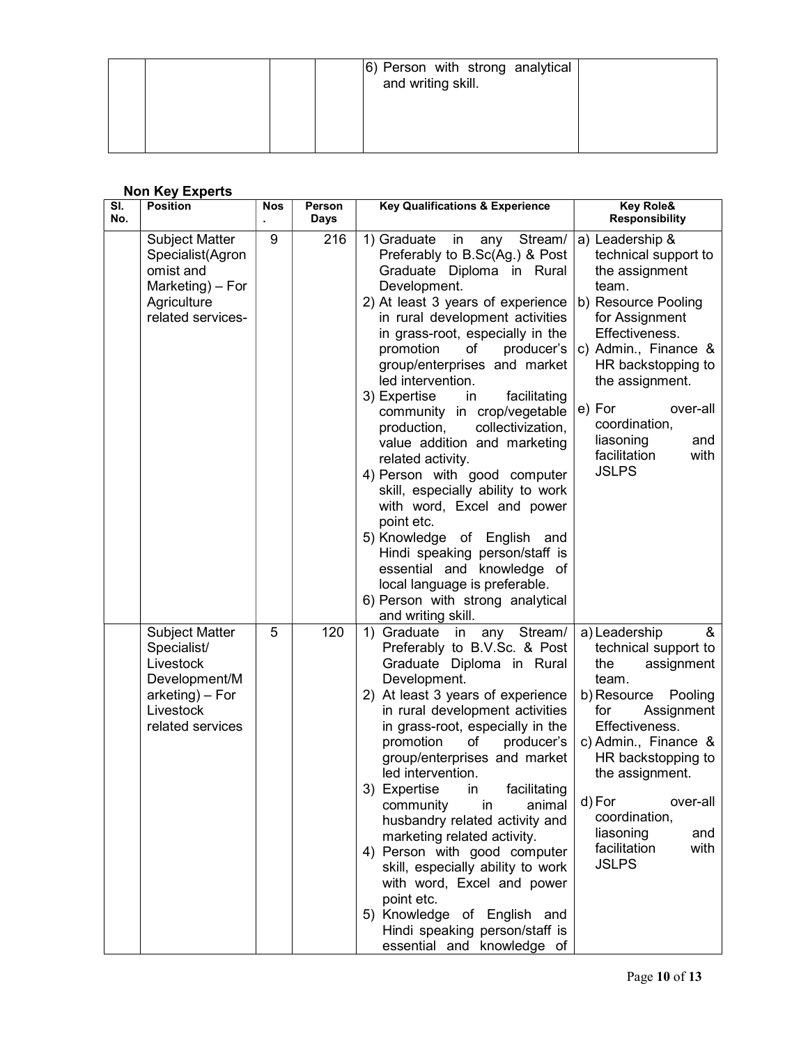| | | | | 6) Person with strong analytical and writing skill. | |
|---|---|---|---|---|---|

**Non Key Experts**

| Sl. No. | Position | Nos. | Person Days | Key Qualifications & Experience | Key Role& Responsibility |
|---|---|---|---|---|---|
| | Subject Matter Specialist(Agronomist and Marketing) – For Agriculture related services- | 9 | 216 | 1) Graduate in any Stream/ Preferably to B.Sc(Ag.) & Post Graduate Diploma in Rural Development.<br>2) At least 3 years of experience in rural development activities in grass-root, especially in the promotion of producer's group/enterprises and market led intervention.<br>3) Expertise in facilitating community in crop/vegetable production, collectivization, value addition and marketing related activity.<br>4) Person with good computer skill, especially ability to work with word, Excel and power point etc.<br>5) Knowledge of English and Hindi speaking person/staff is essential and knowledge of local language is preferable.<br>6) Person with strong analytical and writing skill. | a) Leadership & technical support to the assignment team.<br>b) Resource Pooling for Assignment Effectiveness.<br>c) Admin., Finance & HR backstopping to the assignment.<br>e) For over-all coordination, liasoning and facilitation with JSLPS |
| | Subject Matter Specialist/ Livestock Development/Marketing) – For Livestock related services | 5 | 120 | 1) Graduate in any Stream/ Preferably to B.V.Sc. & Post Graduate Diploma in Rural Development.<br>2) At least 3 years of experience in rural development activities in grass-root, especially in the promotion of producer's group/enterprises and market led intervention.<br>3) Expertise in facilitating community in animal husbandry related activity and marketing related activity.<br>4) Person with good computer skill, especially ability to work with word, Excel and power point etc.<br>5) Knowledge of English and Hindi speaking person/staff is essential and knowledge of | a) Leadership & technical support to the assignment team.<br>b) Resource Pooling for Assignment Effectiveness.<br>c) Admin., Finance & HR backstopping to the assignment.<br>d) For over-all coordination, liasoning and facilitation with JSLPS |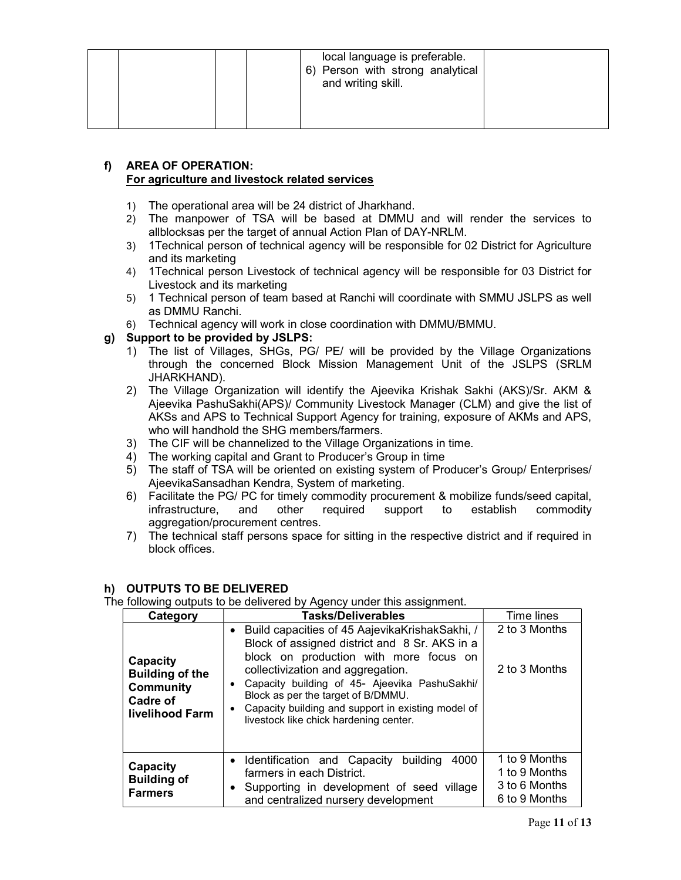|  |  |  |  | local language is preferable.<br>6) Person with strong analytical and writing skill. |  |
|---|---|---|---|---|---|

**f) AREA OF OPERATION:**
**<u>For agriculture and livestock related services</u>**

1) The operational area will be 24 district of Jharkhand.
2) The manpower of TSA will be based at DMMU and will render the services to allblocksas per the target of annual Action Plan of DAY-NRLM.
3) 1Technical person of technical agency will be responsible for 02 District for Agriculture and its marketing
4) 1Technical person Livestock of technical agency will be responsible for 03 District for Livestock and its marketing
5) 1 Technical person of team based at Ranchi will coordinate with SMMU JSLPS as well as DMMU Ranchi.
6) Technical agency will work in close coordination with DMMU/BMMU.

**g) Support to be provided by JSLPS:**

1) The list of Villages, SHGs, PG/ PE/ will be provided by the Village Organizations through the concerned Block Mission Management Unit of the JSLPS (SRLM JHARKHAND).
2) The Village Organization will identify the Ajeevika Krishak Sakhi (AKS)/Sr. AKM & Ajeevika PashuSakhi(APS)/ Community Livestock Manager (CLM) and give the list of AKSs and APS to Technical Support Agency for training, exposure of AKMs and APS, who will handhold the SHG members/farmers.
3) The CIF will be channelized to the Village Organizations in time.
4) The working capital and Grant to Producer's Group in time
5) The staff of TSA will be oriented on existing system of Producer's Group/ Enterprises/ AjeevikaSansadhan Kendra, System of marketing.
6) Facilitate the PG/ PC for timely commodity procurement & mobilize funds/seed capital, infrastructure, and other required support to establish commodity aggregation/procurement centres.
7) The technical staff persons space for sitting in the respective district and if required in block offices.

**h) OUTPUTS TO BE DELIVERED**

The following outputs to be delivered by Agency under this assignment.

| Category | Tasks/Deliverables | Time lines |
|---|---|---|
| **Capacity Building of the Community Cadre of livelihood Farm** | • Build capacities of 45 AajevikaKrishakSakhi, / Block of assigned district and 8 Sr. AKS in a block on production with more focus on collectivization and aggregation.<br>• Capacity building of 45- Ajeevika PashuSakhi/ Block as per the target of B/DMMU.<br>• Capacity building and support in existing model of livestock like chick hardening center. | 2 to 3 Months<br><br>2 to 3 Months |
| **Capacity Building of Farmers** | • Identification and Capacity building 4000 farmers in each District.<br>• Supporting in development of seed village and centralized nursery development | 1 to 9 Months<br>1 to 9 Months<br>3 to 6 Months<br>6 to 9 Months |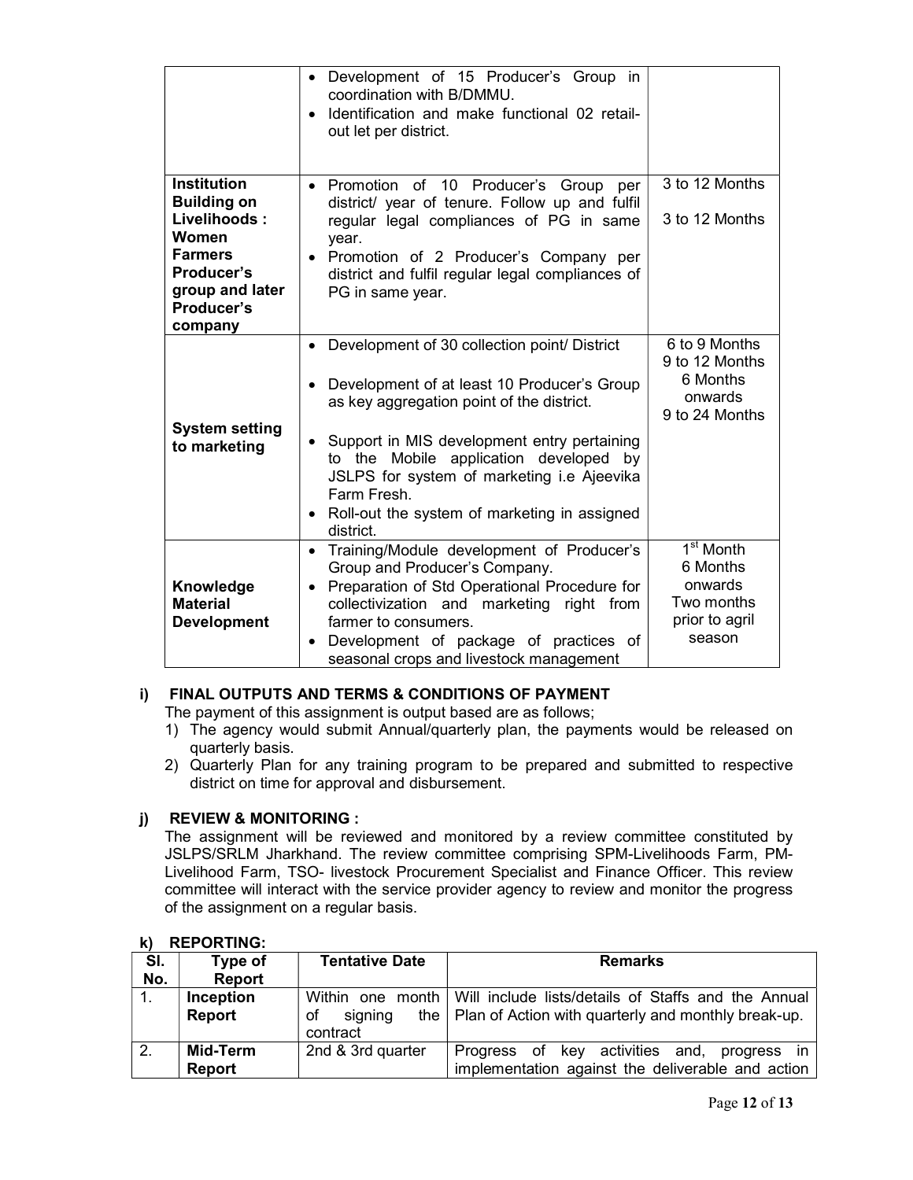| | | |
|---|---|---|
| | • Development of 15 Producer's Group in coordination with B/DMMU.<br>• Identification and make functional 02 retail-out let per district. | |
| **Institution Building on Livelihoods : Women Farmers Producer's group and later Producer's company** | • Promotion of 10 Producer's Group per district/ year of tenure. Follow up and fulfil regular legal compliances of PG in same year.<br>• Promotion of 2 Producer's Company per district and fulfil regular legal compliances of PG in same year. | 3 to 12 Months<br><br>3 to 12 Months |
| **System setting to marketing** | • Development of 30 collection point/ District<br>• Development of at least 10 Producer's Group as key aggregation point of the district.<br>• Support in MIS development entry pertaining to the Mobile application developed by JSLPS for system of marketing i.e Ajeevika Farm Fresh.<br>• Roll-out the system of marketing in assigned district. | 6 to 9 Months<br>9 to 12 Months<br>6 Months onwards<br>9 to 24 Months |
| **Knowledge Material Development** | • Training/Module development of Producer's Group and Producer's Company.<br>• Preparation of Std Operational Procedure for collectivization and marketing right from farmer to consumers.<br>• Development of package of practices of seasonal crops and livestock management | 1st Month<br>6 Months onwards<br>Two months prior to agril season |

### i) FINAL OUTPUTS AND TERMS & CONDITIONS OF PAYMENT

The payment of this assignment is output based are as follows;

1) The agency would submit Annual/quarterly plan, the payments would be released on quarterly basis.
2) Quarterly Plan for any training program to be prepared and submitted to respective district on time for approval and disbursement.

### j) REVIEW & MONITORING :

The assignment will be reviewed and monitored by a review committee constituted by JSLPS/SRLM Jharkhand. The review committee comprising SPM-Livelihoods Farm, PM-Livelihood Farm, TSO- livestock Procurement Specialist and Finance Officer. This review committee will interact with the service provider agency to review and monitor the progress of the assignment on a regular basis.

### k) REPORTING:

| Sl. No. | Type of Report | Tentative Date | Remarks |
|---|---|---|---|
| 1. | **Inception Report** | Within one month of signing the contract | Will include lists/details of Staffs and the Annual Plan of Action with quarterly and monthly break-up. |
| 2. | **Mid-Term Report** | 2nd & 3rd quarter | Progress of key activities and, progress in implementation against the deliverable and action |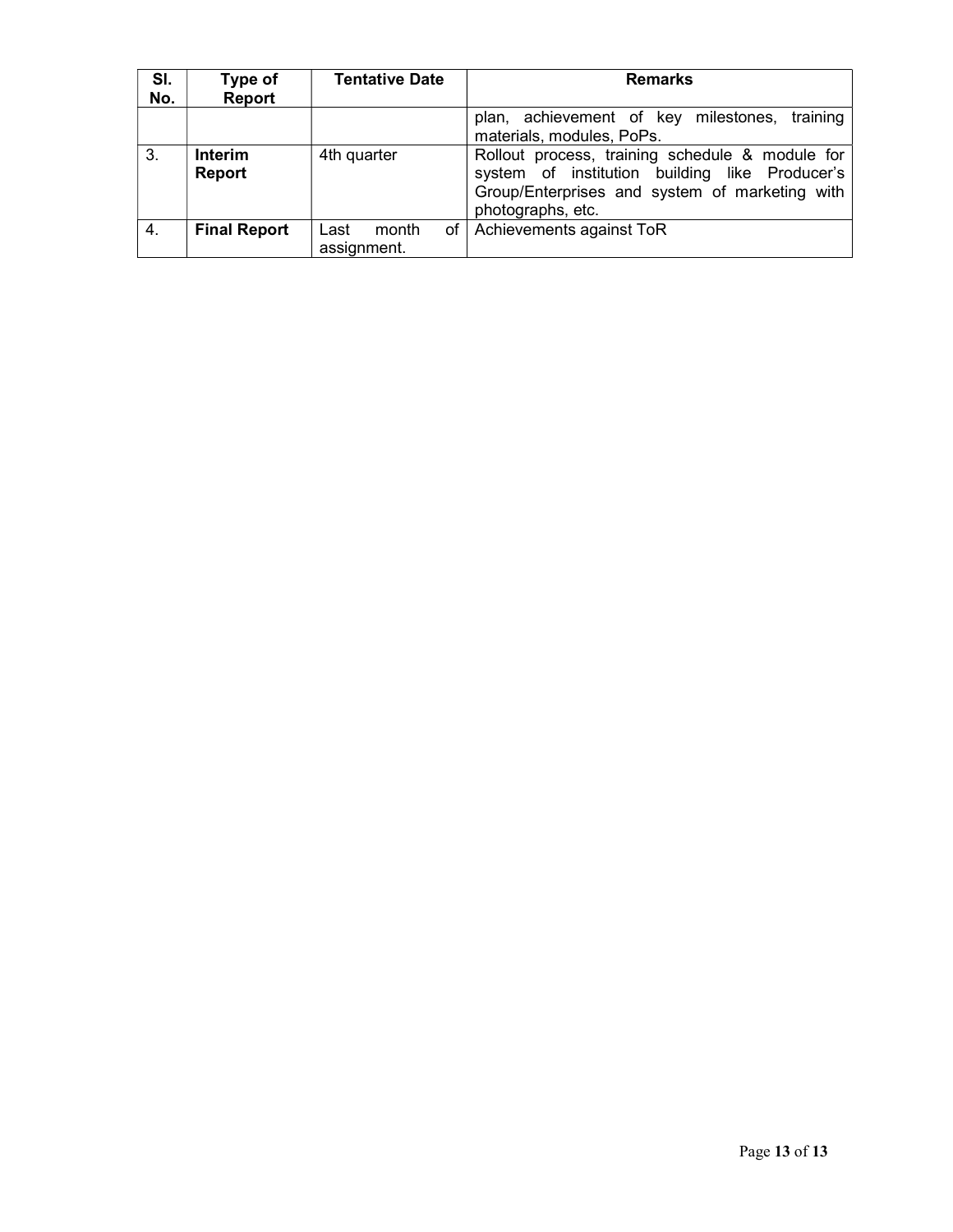| Sl. No. | Type of Report | Tentative Date | Remarks |
|---|---|---|---|
| | | | plan, achievement of key milestones, training materials, modules, PoPs. |
| 3. | **Interim Report** | 4th quarter | Rollout process, training schedule & module for system of institution building like Producer's Group/Enterprises and system of marketing with photographs, etc. |
| 4. | **Final Report** | Last month of assignment. | Achievements against ToR |